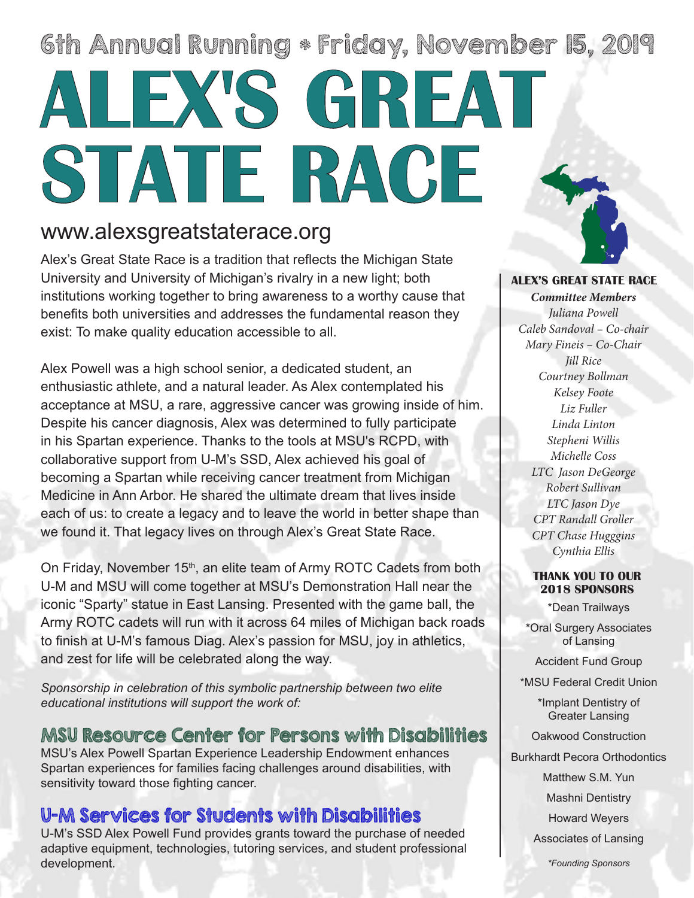6th Annual Running * Friday, November 15, 2019

# ALEX'S GREAT STATE RACE

www.alexsgreatstaterace.org

Alex's Great State Race is a tradition that reflects the Michigan State University and University of Michigan's rivalry in a new light; both institutions working together to bring awareness to a worthy cause that benefits both universities and addresses the fundamental reason they exist: To make quality education accessible to all.

Alex Powell was a high school senior, a dedicated student, an enthusiastic athlete, and a natural leader. As Alex contemplated his acceptance at MSU, a rare, aggressive cancer was growing inside of him. Despite his cancer diagnosis, Alex was determined to fully participate in his Spartan experience. Thanks to the tools at MSU's RCPD, with collaborative support from U-M's SSD, Alex achieved his goal of becoming a Spartan while receiving cancer treatment from Michigan Medicine in Ann Arbor. He shared the ultimate dream that lives inside each of us: to create a legacy and to leave the world in better shape than we found it. That legacy lives on through Alex's Great State Race.

On Friday, November 15th, an elite team of Army ROTC Cadets from both U-M and MSU will come together at MSU's Demonstration Hall near the iconic "Sparty" statue in East Lansing. Presented with the game ball, the Army ROTC cadets will run with it across 64 miles of Michigan back roads to finish at U-M's famous Diag. Alex's passion for MSU, joy in athletics, and zest for life will be celebrated along the way.

*Sponsorship in celebration of this symbolic partnership between two elite educational institutions will support the work of:*

## MSU Resource Center for Persons with Disabilities

MSU's Alex Powell Spartan Experience Leadership Endowment enhances Spartan experiences for families facing challenges around disabilities, with sensitivity toward those fighting cancer.

## U-M Services for Students with Disabilities

U-M's SSD Alex Powell Fund provides grants toward the purchase of needed adaptive equipment, technologies, tutoring services, and student professional development.

**ALEX'S GREAT STATE RACE**

***Committee Members***

*Juliana Powell*
*Caleb Sandoval – Co-chair*
*Mary Fineis – Co-Chair*
*Jill Rice*
*Courtney Bollman*
*Kelsey Foote*
*Liz Fuller*
*Linda Linton*
*Stepheni Willis*
*Michelle Coss*
*LTC Jason DeGeorge*
*Robert Sullivan*
*LTC Jason Dye*
*CPT Randall Groller*
*CPT Chase Hugggins*
*Cynthia Ellis*

**THANK YOU TO OUR 2018 SPONSORS**

*Dean Trailways
*Oral Surgery Associates of Lansing
Accident Fund Group
*MSU Federal Credit Union
*Implant Dentistry of Greater Lansing
Oakwood Construction
Burkhardt Pecora Orthodontics
Matthew S.M. Yun
Mashni Dentistry
Howard Weyers
Associates of Lansing

*\*Founding Sponsors*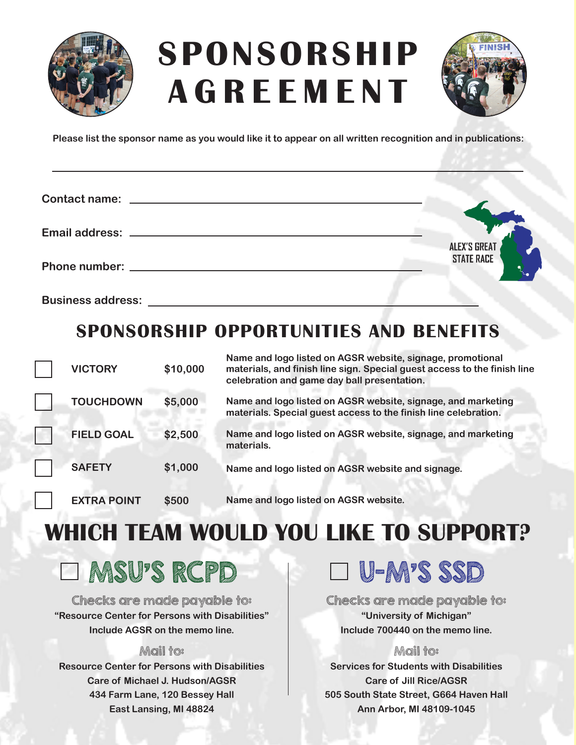# SPONSORSHIP AGREEMENT

Please list the sponsor name as you would like it to appear on all written recognition and in publications:

______________________________________________________________________

Contact name: ______________________________________

Email address: ______________________________________

Phone number: ______________________________________

Business address: ______________________________________

ALEX'S GREAT STATE RACE

## SPONSORSHIP OPPORTUNITIES AND BENEFITS

| | | | |
|---|---|---|---|
| ☐ | VICTORY | $10,000 | Name and logo listed on AGSR website, signage, promotional materials, and finish line sign. Special guest access to the finish line celebration and game day ball presentation. |
| ☐ | TOUCHDOWN | $5,000 | Name and logo listed on AGSR website, signage, and marketing materials. Special guest access to the finish line celebration. |
| ☐ | FIELD GOAL | $2,500 | Name and logo listed on AGSR website, signage, and marketing materials. |
| ☐ | SAFETY | $1,000 | Name and logo listed on AGSR website and signage. |
| ☐ | EXTRA POINT | $500 | Name and logo listed on AGSR website. |

## WHICH TEAM WOULD YOU LIKE TO SUPPORT?

### ☐ MSU'S RCPD

Checks are made payable to:
**"Resource Center for Persons with Disabilities"**
**Include AGSR on the memo line.**

Mail to:
**Resource Center for Persons with Disabilities**
**Care of Michael J. Hudson/AGSR**
**434 Farm Lane, 120 Bessey Hall**
**East Lansing, MI 48824**

### ☐ U-M'S SSD

Checks are made payable to:
**"University of Michigan"**
**Include 700440 on the memo line.**

Mail to:
**Services for Students with Disabilities**
**Care of Jill Rice/AGSR**
**505 South State Street, G664 Haven Hall**
**Ann Arbor, MI 48109-1045**